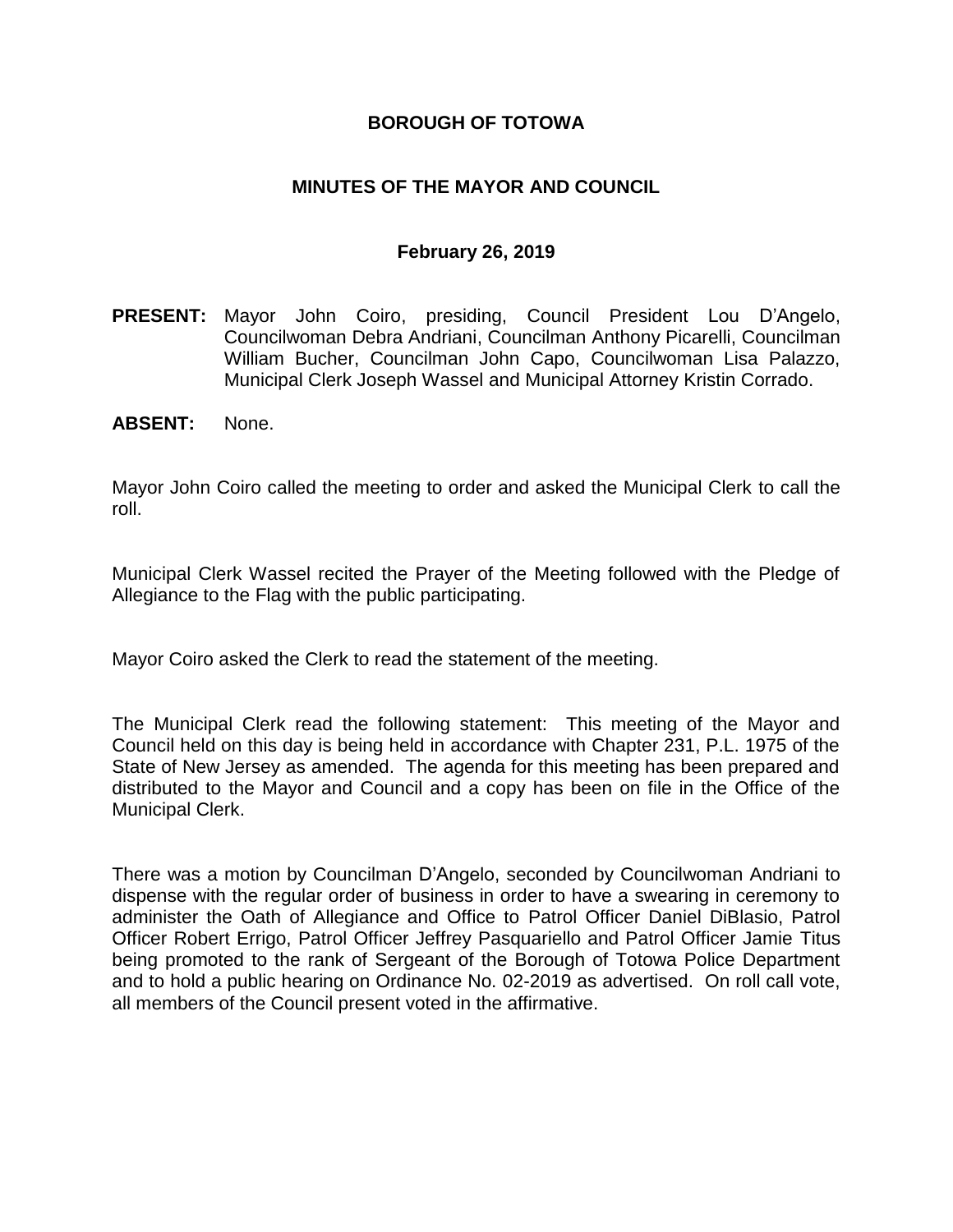# BOROUGH OF TOTOWA

## MINUTES OF THE MAYOR AND COUNCIL

### February 26, 2019

**PRESENT:** Mayor John Coiro, presiding, Council President Lou D'Angelo, Councilwoman Debra Andriani, Councilman Anthony Picarelli, Councilman William Bucher, Councilman John Capo, Councilwoman Lisa Palazzo, Municipal Clerk Joseph Wassel and Municipal Attorney Kristin Corrado.

**ABSENT:** None.

Mayor John Coiro called the meeting to order and asked the Municipal Clerk to call the roll.

Municipal Clerk Wassel recited the Prayer of the Meeting followed with the Pledge of Allegiance to the Flag with the public participating.

Mayor Coiro asked the Clerk to read the statement of the meeting.

The Municipal Clerk read the following statement: This meeting of the Mayor and Council held on this day is being held in accordance with Chapter 231, P.L. 1975 of the State of New Jersey as amended. The agenda for this meeting has been prepared and distributed to the Mayor and Council and a copy has been on file in the Office of the Municipal Clerk.

There was a motion by Councilman D'Angelo, seconded by Councilwoman Andriani to dispense with the regular order of business in order to have a swearing in ceremony to administer the Oath of Allegiance and Office to Patrol Officer Daniel DiBlasio, Patrol Officer Robert Errigo, Patrol Officer Jeffrey Pasquariello and Patrol Officer Jamie Titus being promoted to the rank of Sergeant of the Borough of Totowa Police Department and to hold a public hearing on Ordinance No. 02-2019 as advertised. On roll call vote, all members of the Council present voted in the affirmative.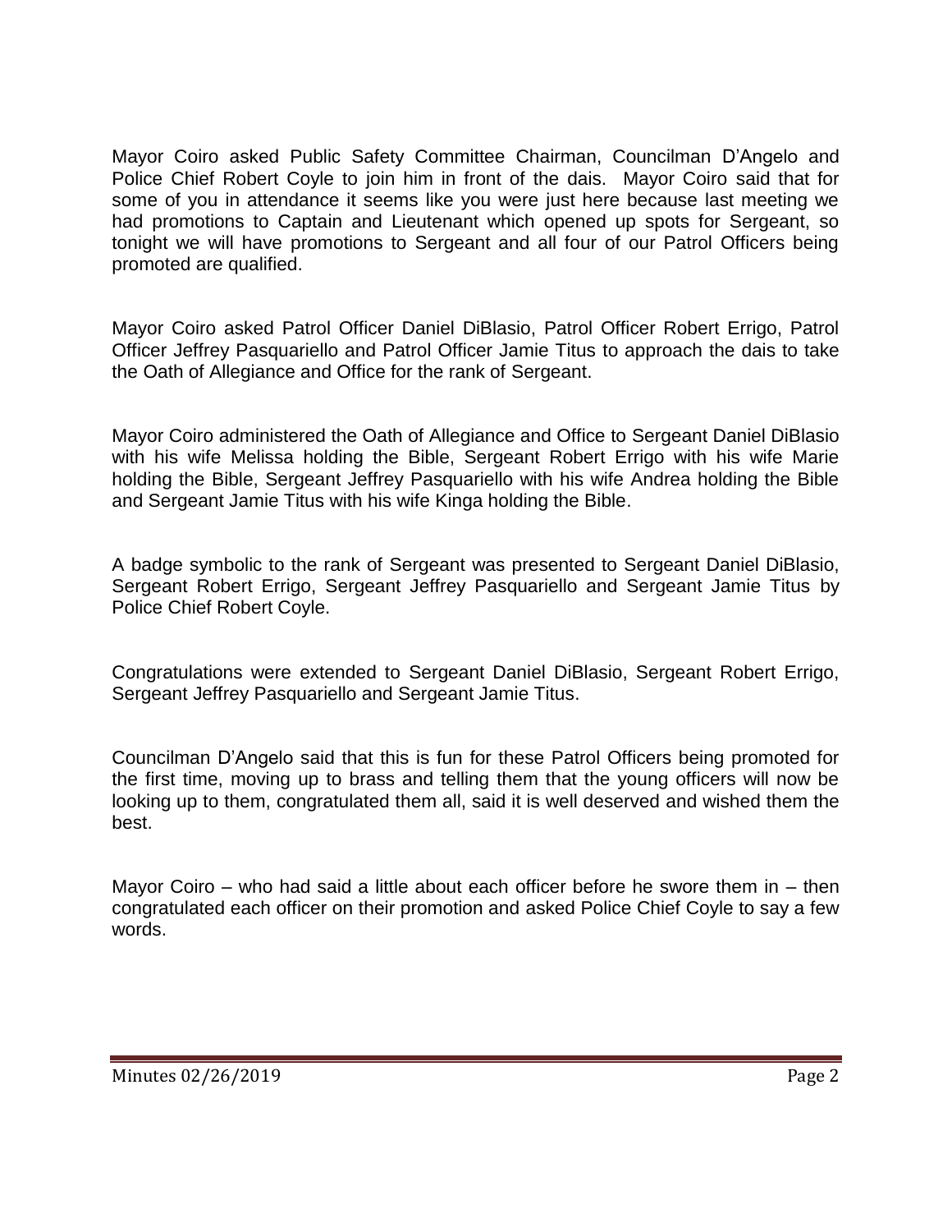Mayor Coiro asked Public Safety Committee Chairman, Councilman D'Angelo and Police Chief Robert Coyle to join him in front of the dais. Mayor Coiro said that for some of you in attendance it seems like you were just here because last meeting we had promotions to Captain and Lieutenant which opened up spots for Sergeant, so tonight we will have promotions to Sergeant and all four of our Patrol Officers being promoted are qualified.

Mayor Coiro asked Patrol Officer Daniel DiBlasio, Patrol Officer Robert Errigo, Patrol Officer Jeffrey Pasquariello and Patrol Officer Jamie Titus to approach the dais to take the Oath of Allegiance and Office for the rank of Sergeant.

Mayor Coiro administered the Oath of Allegiance and Office to Sergeant Daniel DiBlasio with his wife Melissa holding the Bible, Sergeant Robert Errigo with his wife Marie holding the Bible, Sergeant Jeffrey Pasquariello with his wife Andrea holding the Bible and Sergeant Jamie Titus with his wife Kinga holding the Bible.

A badge symbolic to the rank of Sergeant was presented to Sergeant Daniel DiBlasio, Sergeant Robert Errigo, Sergeant Jeffrey Pasquariello and Sergeant Jamie Titus by Police Chief Robert Coyle.

Congratulations were extended to Sergeant Daniel DiBlasio, Sergeant Robert Errigo, Sergeant Jeffrey Pasquariello and Sergeant Jamie Titus.

Councilman D'Angelo said that this is fun for these Patrol Officers being promoted for the first time, moving up to brass and telling them that the young officers will now be looking up to them, congratulated them all, said it is well deserved and wished them the best.

Mayor Coiro – who had said a little about each officer before he swore them in – then congratulated each officer on their promotion and asked Police Chief Coyle to say a few words.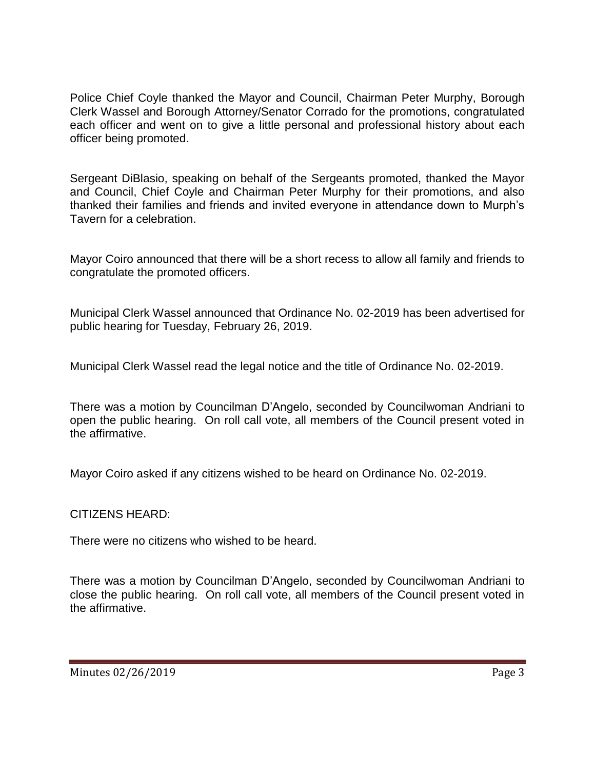Police Chief Coyle thanked the Mayor and Council, Chairman Peter Murphy, Borough Clerk Wassel and Borough Attorney/Senator Corrado for the promotions, congratulated each officer and went on to give a little personal and professional history about each officer being promoted.

Sergeant DiBlasio, speaking on behalf of the Sergeants promoted, thanked the Mayor and Council, Chief Coyle and Chairman Peter Murphy for their promotions, and also thanked their families and friends and invited everyone in attendance down to Murph's Tavern for a celebration.

Mayor Coiro announced that there will be a short recess to allow all family and friends to congratulate the promoted officers.

Municipal Clerk Wassel announced that Ordinance No. 02-2019 has been advertised for public hearing for Tuesday, February 26, 2019.

Municipal Clerk Wassel read the legal notice and the title of Ordinance No. 02-2019.

There was a motion by Councilman D'Angelo, seconded by Councilwoman Andriani to open the public hearing. On roll call vote, all members of the Council present voted in the affirmative.

Mayor Coiro asked if any citizens wished to be heard on Ordinance No. 02-2019.

CITIZENS HEARD:

There were no citizens who wished to be heard.

There was a motion by Councilman D'Angelo, seconded by Councilwoman Andriani to close the public hearing. On roll call vote, all members of the Council present voted in the affirmative.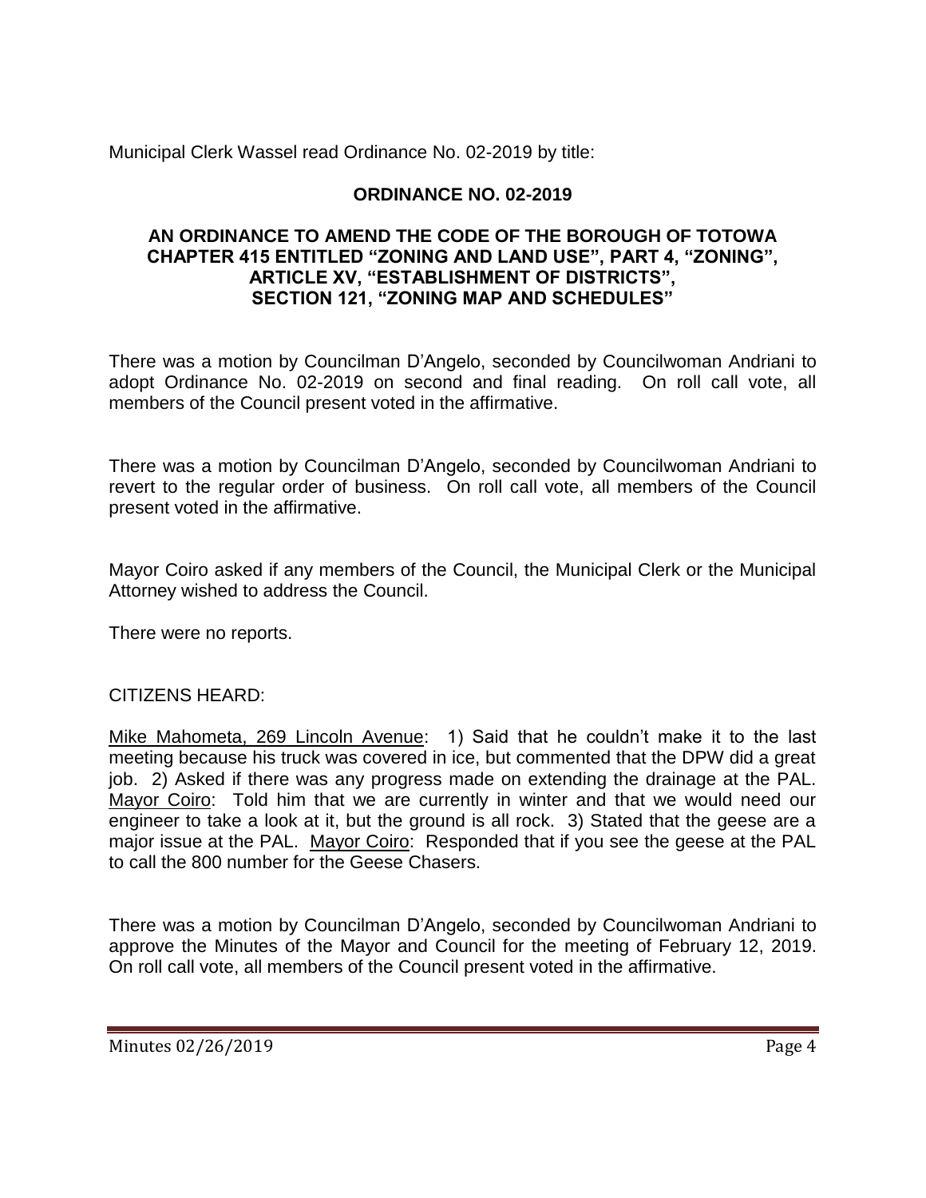Municipal Clerk Wassel read Ordinance No. 02-2019 by title:

**ORDINANCE NO. 02-2019**

**AN ORDINANCE TO AMEND THE CODE OF THE BOROUGH OF TOTOWA CHAPTER 415 ENTITLED "ZONING AND LAND USE", PART 4, "ZONING", ARTICLE XV, "ESTABLISHMENT OF DISTRICTS", SECTION 121, "ZONING MAP AND SCHEDULES"**

There was a motion by Councilman D'Angelo, seconded by Councilwoman Andriani to adopt Ordinance No. 02-2019 on second and final reading. On roll call vote, all members of the Council present voted in the affirmative.

There was a motion by Councilman D'Angelo, seconded by Councilwoman Andriani to revert to the regular order of business. On roll call vote, all members of the Council present voted in the affirmative.

Mayor Coiro asked if any members of the Council, the Municipal Clerk or the Municipal Attorney wished to address the Council.

There were no reports.

CITIZENS HEARD:

Mike Mahometa, 269 Lincoln Avenue: 1) Said that he couldn't make it to the last meeting because his truck was covered in ice, but commented that the DPW did a great job. 2) Asked if there was any progress made on extending the drainage at the PAL. Mayor Coiro: Told him that we are currently in winter and that we would need our engineer to take a look at it, but the ground is all rock. 3) Stated that the geese are a major issue at the PAL. Mayor Coiro: Responded that if you see the geese at the PAL to call the 800 number for the Geese Chasers.

There was a motion by Councilman D'Angelo, seconded by Councilwoman Andriani to approve the Minutes of the Mayor and Council for the meeting of February 12, 2019. On roll call vote, all members of the Council present voted in the affirmative.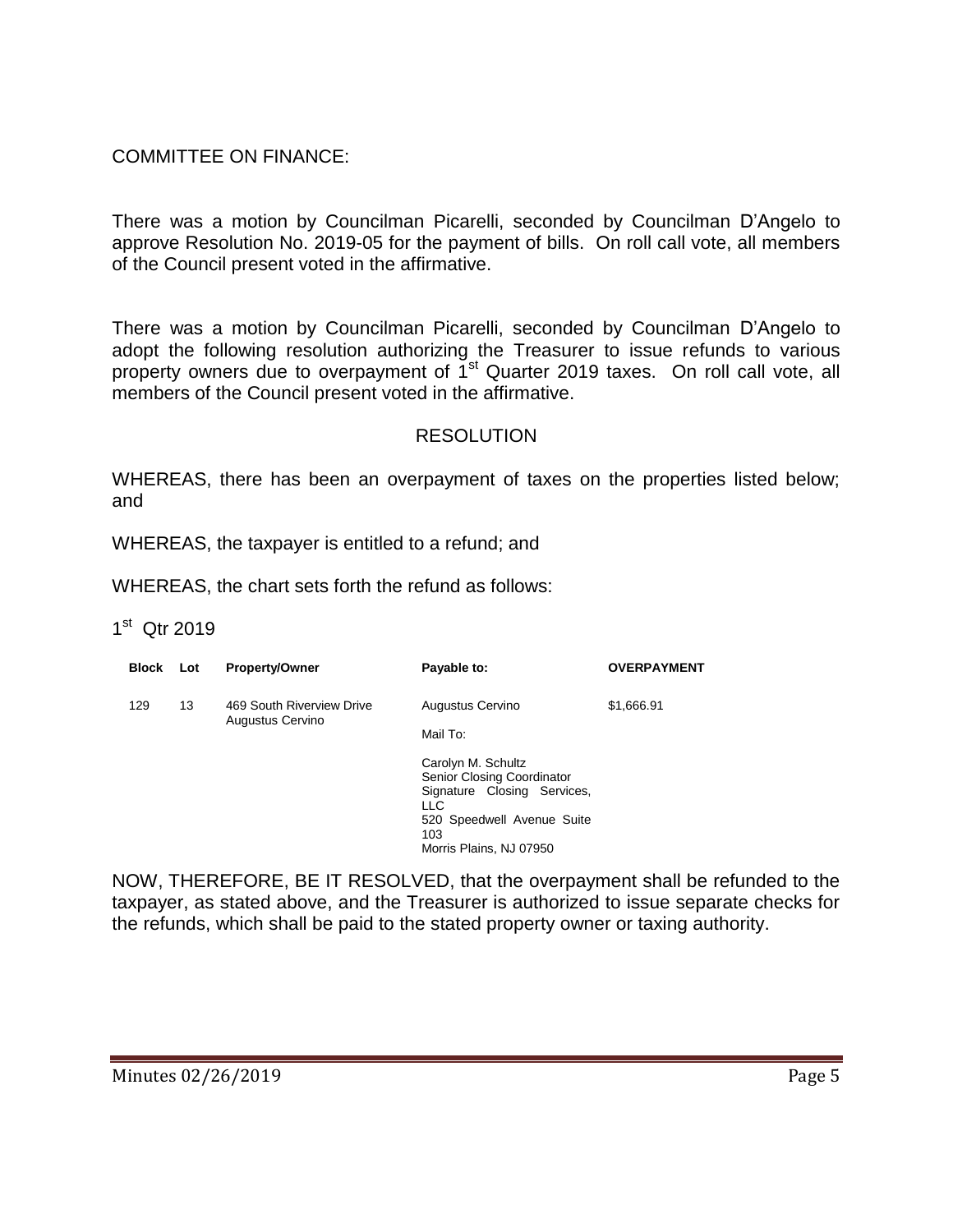COMMITTEE ON FINANCE:

There was a motion by Councilman Picarelli, seconded by Councilman D'Angelo to approve Resolution No. 2019-05 for the payment of bills. On roll call vote, all members of the Council present voted in the affirmative.

There was a motion by Councilman Picarelli, seconded by Councilman D'Angelo to adopt the following resolution authorizing the Treasurer to issue refunds to various property owners due to overpayment of 1st Quarter 2019 taxes. On roll call vote, all members of the Council present voted in the affirmative.

RESOLUTION

WHEREAS, there has been an overpayment of taxes on the properties listed below; and

WHEREAS, the taxpayer is entitled to a refund; and

WHEREAS, the chart sets forth the refund as follows:

1st Qtr 2019

| Block | Lot | Property/Owner | Payable to: | OVERPAYMENT |
|---|---|---|---|---|
| 129 | 13 | 469 South Riverview Drive<br>Augustus Cervino | Augustus Cervino<br><br>Mail To:<br><br>Carolyn M. Schultz<br>Senior Closing Coordinator<br>Signature Closing Services, LLC<br>520 Speedwell Avenue Suite 103<br>Morris Plains, NJ 07950 | $1,666.91 |

NOW, THEREFORE, BE IT RESOLVED, that the overpayment shall be refunded to the taxpayer, as stated above, and the Treasurer is authorized to issue separate checks for the refunds, which shall be paid to the stated property owner or taxing authority.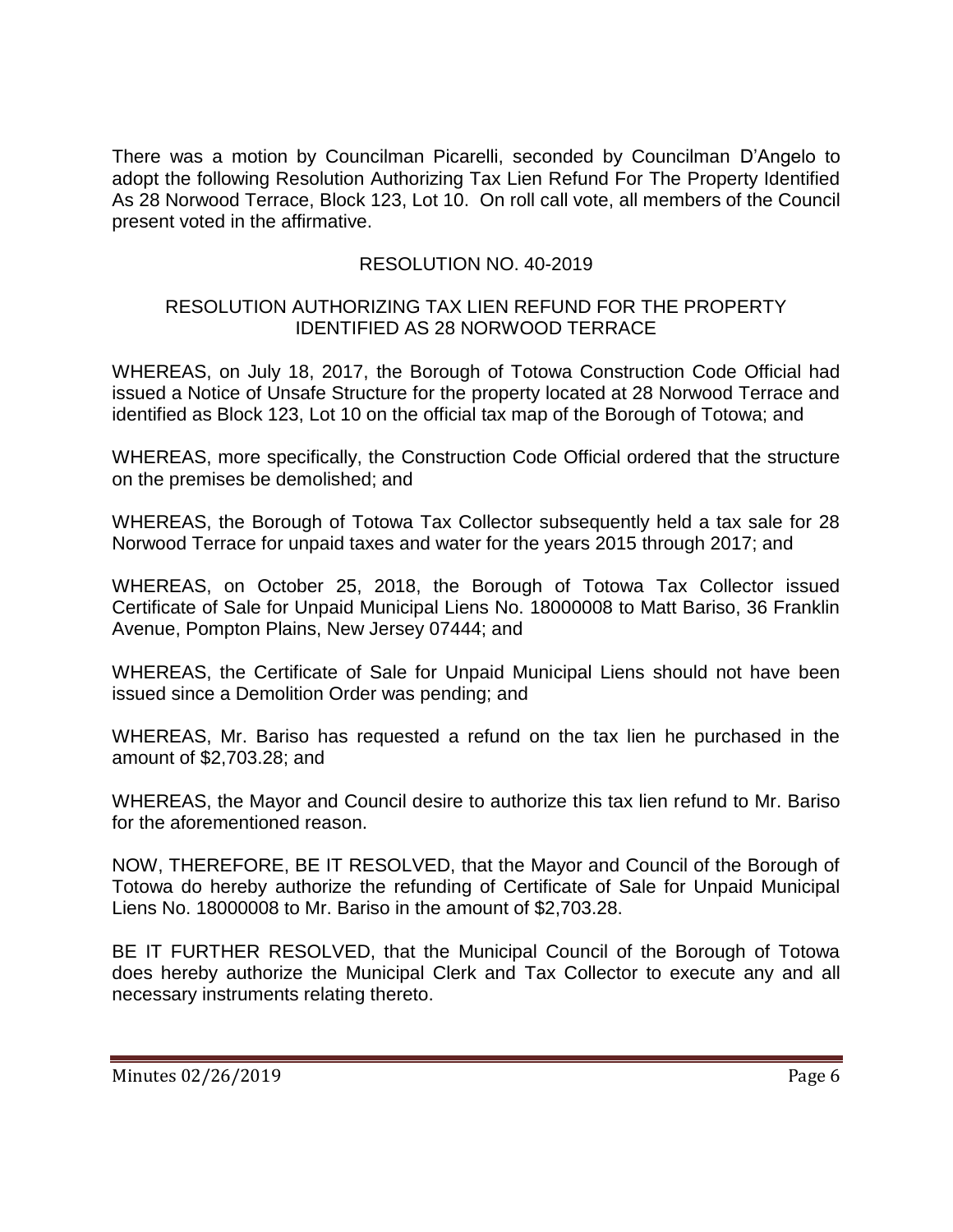There was a motion by Councilman Picarelli, seconded by Councilman D'Angelo to adopt the following Resolution Authorizing Tax Lien Refund For The Property Identified As 28 Norwood Terrace, Block 123, Lot 10. On roll call vote, all members of the Council present voted in the affirmative.

RESOLUTION NO. 40-2019

RESOLUTION AUTHORIZING TAX LIEN REFUND FOR THE PROPERTY IDENTIFIED AS 28 NORWOOD TERRACE

WHEREAS, on July 18, 2017, the Borough of Totowa Construction Code Official had issued a Notice of Unsafe Structure for the property located at 28 Norwood Terrace and identified as Block 123, Lot 10 on the official tax map of the Borough of Totowa; and

WHEREAS, more specifically, the Construction Code Official ordered that the structure on the premises be demolished; and

WHEREAS, the Borough of Totowa Tax Collector subsequently held a tax sale for 28 Norwood Terrace for unpaid taxes and water for the years 2015 through 2017; and

WHEREAS, on October 25, 2018, the Borough of Totowa Tax Collector issued Certificate of Sale for Unpaid Municipal Liens No. 18000008 to Matt Bariso, 36 Franklin Avenue, Pompton Plains, New Jersey 07444; and

WHEREAS, the Certificate of Sale for Unpaid Municipal Liens should not have been issued since a Demolition Order was pending; and

WHEREAS, Mr. Bariso has requested a refund on the tax lien he purchased in the amount of $2,703.28; and

WHEREAS, the Mayor and Council desire to authorize this tax lien refund to Mr. Bariso for the aforementioned reason.

NOW, THEREFORE, BE IT RESOLVED, that the Mayor and Council of the Borough of Totowa do hereby authorize the refunding of Certificate of Sale for Unpaid Municipal Liens No. 18000008 to Mr. Bariso in the amount of $2,703.28.

BE IT FURTHER RESOLVED, that the Municipal Council of the Borough of Totowa does hereby authorize the Municipal Clerk and Tax Collector to execute any and all necessary instruments relating thereto.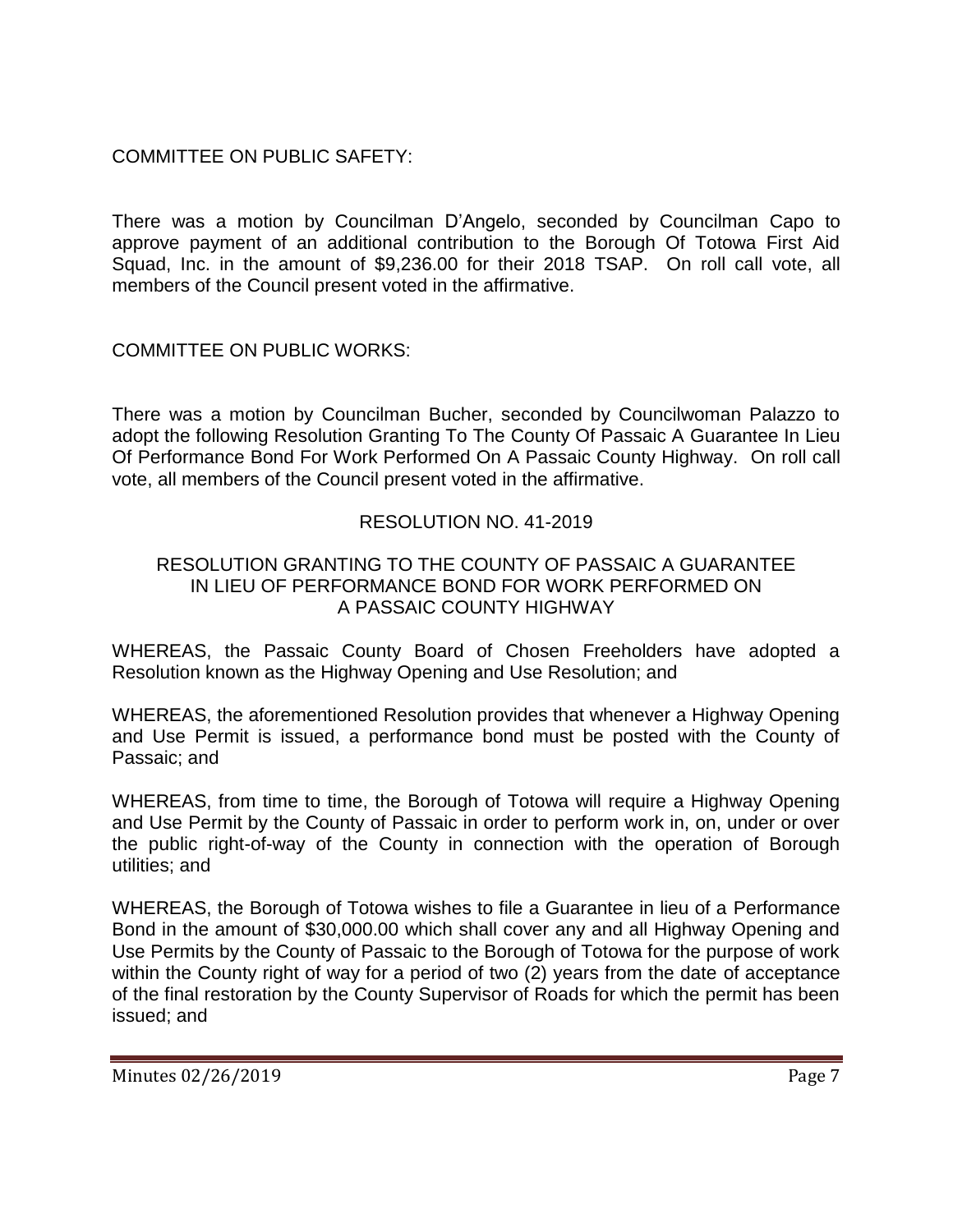COMMITTEE ON PUBLIC SAFETY:

There was a motion by Councilman D'Angelo, seconded by Councilman Capo to approve payment of an additional contribution to the Borough Of Totowa First Aid Squad, Inc. in the amount of $9,236.00 for their 2018 TSAP. On roll call vote, all members of the Council present voted in the affirmative.

COMMITTEE ON PUBLIC WORKS:

There was a motion by Councilman Bucher, seconded by Councilwoman Palazzo to adopt the following Resolution Granting To The County Of Passaic A Guarantee In Lieu Of Performance Bond For Work Performed On A Passaic County Highway. On roll call vote, all members of the Council present voted in the affirmative.

RESOLUTION NO. 41-2019

RESOLUTION GRANTING TO THE COUNTY OF PASSAIC A GUARANTEE IN LIEU OF PERFORMANCE BOND FOR WORK PERFORMED ON A PASSAIC COUNTY HIGHWAY

WHEREAS, the Passaic County Board of Chosen Freeholders have adopted a Resolution known as the Highway Opening and Use Resolution; and

WHEREAS, the aforementioned Resolution provides that whenever a Highway Opening and Use Permit is issued, a performance bond must be posted with the County of Passaic; and

WHEREAS, from time to time, the Borough of Totowa will require a Highway Opening and Use Permit by the County of Passaic in order to perform work in, on, under or over the public right-of-way of the County in connection with the operation of Borough utilities; and

WHEREAS, the Borough of Totowa wishes to file a Guarantee in lieu of a Performance Bond in the amount of $30,000.00 which shall cover any and all Highway Opening and Use Permits by the County of Passaic to the Borough of Totowa for the purpose of work within the County right of way for a period of two (2) years from the date of acceptance of the final restoration by the County Supervisor of Roads for which the permit has been issued; and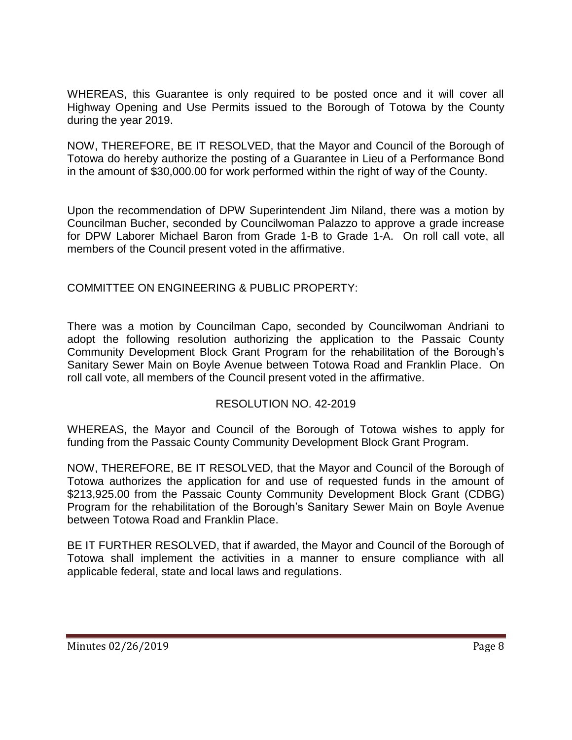WHEREAS, this Guarantee is only required to be posted once and it will cover all Highway Opening and Use Permits issued to the Borough of Totowa by the County during the year 2019.

NOW, THEREFORE, BE IT RESOLVED, that the Mayor and Council of the Borough of Totowa do hereby authorize the posting of a Guarantee in Lieu of a Performance Bond in the amount of $30,000.00 for work performed within the right of way of the County.

Upon the recommendation of DPW Superintendent Jim Niland, there was a motion by Councilman Bucher, seconded by Councilwoman Palazzo to approve a grade increase for DPW Laborer Michael Baron from Grade 1-B to Grade 1-A. On roll call vote, all members of the Council present voted in the affirmative.

COMMITTEE ON ENGINEERING & PUBLIC PROPERTY:

There was a motion by Councilman Capo, seconded by Councilwoman Andriani to adopt the following resolution authorizing the application to the Passaic County Community Development Block Grant Program for the rehabilitation of the Borough's Sanitary Sewer Main on Boyle Avenue between Totowa Road and Franklin Place. On roll call vote, all members of the Council present voted in the affirmative.

RESOLUTION NO. 42-2019

WHEREAS, the Mayor and Council of the Borough of Totowa wishes to apply for funding from the Passaic County Community Development Block Grant Program.

NOW, THEREFORE, BE IT RESOLVED, that the Mayor and Council of the Borough of Totowa authorizes the application for and use of requested funds in the amount of $213,925.00 from the Passaic County Community Development Block Grant (CDBG) Program for the rehabilitation of the Borough's Sanitary Sewer Main on Boyle Avenue between Totowa Road and Franklin Place.

BE IT FURTHER RESOLVED, that if awarded, the Mayor and Council of the Borough of Totowa shall implement the activities in a manner to ensure compliance with all applicable federal, state and local laws and regulations.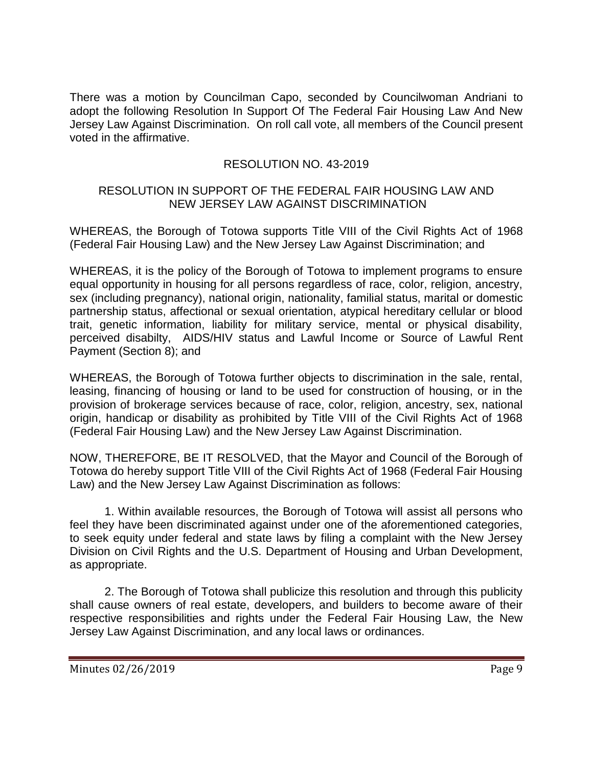There was a motion by Councilman Capo, seconded by Councilwoman Andriani to adopt the following Resolution In Support Of The Federal Fair Housing Law And New Jersey Law Against Discrimination. On roll call vote, all members of the Council present voted in the affirmative.

RESOLUTION NO. 43-2019

RESOLUTION IN SUPPORT OF THE FEDERAL FAIR HOUSING LAW AND NEW JERSEY LAW AGAINST DISCRIMINATION

WHEREAS, the Borough of Totowa supports Title VIII of the Civil Rights Act of 1968 (Federal Fair Housing Law) and the New Jersey Law Against Discrimination; and

WHEREAS, it is the policy of the Borough of Totowa to implement programs to ensure equal opportunity in housing for all persons regardless of race, color, religion, ancestry, sex (including pregnancy), national origin, nationality, familial status, marital or domestic partnership status, affectional or sexual orientation, atypical hereditary cellular or blood trait, genetic information, liability for military service, mental or physical disability, perceived disabilty, AIDS/HIV status and Lawful Income or Source of Lawful Rent Payment (Section 8); and

WHEREAS, the Borough of Totowa further objects to discrimination in the sale, rental, leasing, financing of housing or land to be used for construction of housing, or in the provision of brokerage services because of race, color, religion, ancestry, sex, national origin, handicap or disability as prohibited by Title VIII of the Civil Rights Act of 1968 (Federal Fair Housing Law) and the New Jersey Law Against Discrimination.

NOW, THEREFORE, BE IT RESOLVED, that the Mayor and Council of the Borough of Totowa do hereby support Title VIII of the Civil Rights Act of 1968 (Federal Fair Housing Law) and the New Jersey Law Against Discrimination as follows:

1. Within available resources, the Borough of Totowa will assist all persons who feel they have been discriminated against under one of the aforementioned categories, to seek equity under federal and state laws by filing a complaint with the New Jersey Division on Civil Rights and the U.S. Department of Housing and Urban Development, as appropriate.

2. The Borough of Totowa shall publicize this resolution and through this publicity shall cause owners of real estate, developers, and builders to become aware of their respective responsibilities and rights under the Federal Fair Housing Law, the New Jersey Law Against Discrimination, and any local laws or ordinances.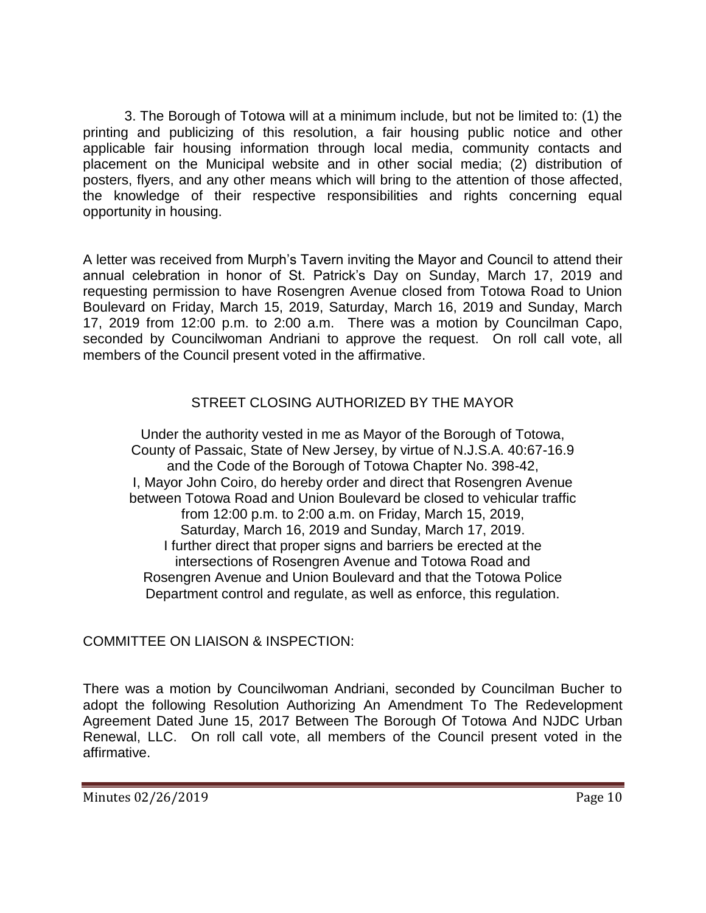3. The Borough of Totowa will at a minimum include, but not be limited to: (1) the printing and publicizing of this resolution, a fair housing public notice and other applicable fair housing information through local media, community contacts and placement on the Municipal website and in other social media; (2) distribution of posters, flyers, and any other means which will bring to the attention of those affected, the knowledge of their respective responsibilities and rights concerning equal opportunity in housing.

A letter was received from Murph's Tavern inviting the Mayor and Council to attend their annual celebration in honor of St. Patrick's Day on Sunday, March 17, 2019 and requesting permission to have Rosengren Avenue closed from Totowa Road to Union Boulevard on Friday, March 15, 2019, Saturday, March 16, 2019 and Sunday, March 17, 2019 from 12:00 p.m. to 2:00 a.m. There was a motion by Councilman Capo, seconded by Councilwoman Andriani to approve the request. On roll call vote, all members of the Council present voted in the affirmative.

## STREET CLOSING AUTHORIZED BY THE MAYOR

Under the authority vested in me as Mayor of the Borough of Totowa, County of Passaic, State of New Jersey, by virtue of N.J.S.A. 40:67-16.9 and the Code of the Borough of Totowa Chapter No. 398-42, I, Mayor John Coiro, do hereby order and direct that Rosengren Avenue between Totowa Road and Union Boulevard be closed to vehicular traffic from 12:00 p.m. to 2:00 a.m. on Friday, March 15, 2019, Saturday, March 16, 2019 and Sunday, March 17, 2019. I further direct that proper signs and barriers be erected at the intersections of Rosengren Avenue and Totowa Road and Rosengren Avenue and Union Boulevard and that the Totowa Police Department control and regulate, as well as enforce, this regulation.

COMMITTEE ON LIAISON & INSPECTION:

There was a motion by Councilwoman Andriani, seconded by Councilman Bucher to adopt the following Resolution Authorizing An Amendment To The Redevelopment Agreement Dated June 15, 2017 Between The Borough Of Totowa And NJDC Urban Renewal, LLC. On roll call vote, all members of the Council present voted in the affirmative.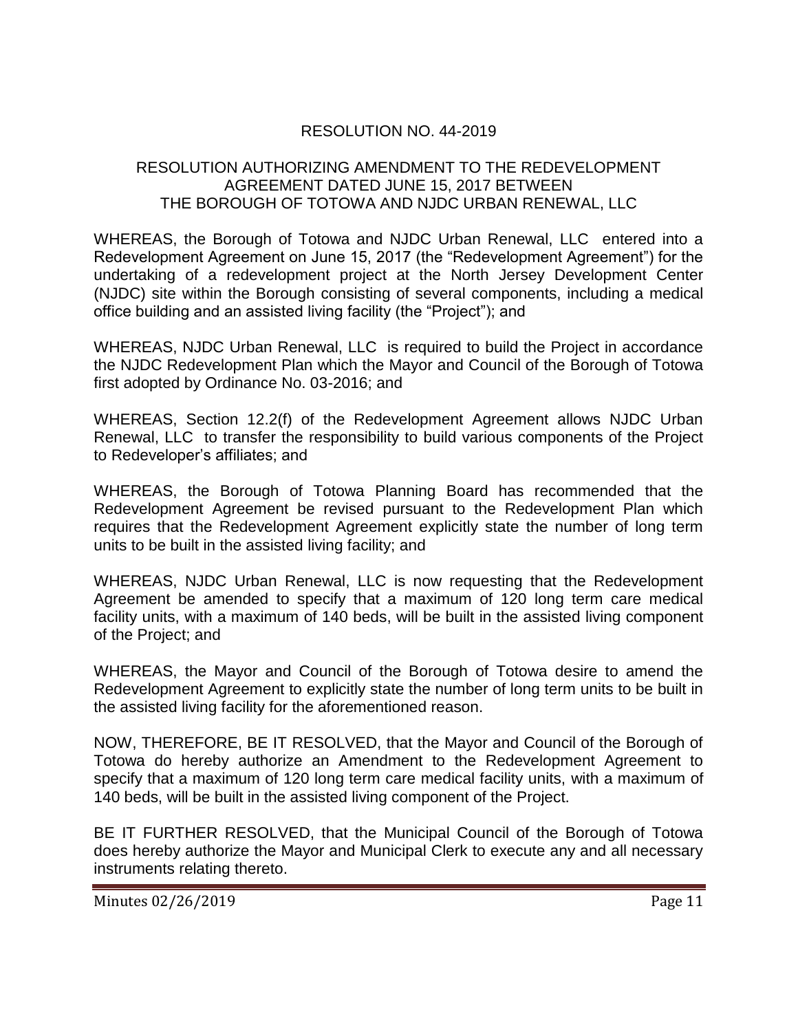# RESOLUTION NO. 44-2019

## RESOLUTION AUTHORIZING AMENDMENT TO THE REDEVELOPMENT AGREEMENT DATED JUNE 15, 2017 BETWEEN THE BOROUGH OF TOTOWA AND NJDC URBAN RENEWAL, LLC

WHEREAS, the Borough of Totowa and NJDC Urban Renewal, LLC entered into a Redevelopment Agreement on June 15, 2017 (the "Redevelopment Agreement") for the undertaking of a redevelopment project at the North Jersey Development Center (NJDC) site within the Borough consisting of several components, including a medical office building and an assisted living facility (the "Project"); and

WHEREAS, NJDC Urban Renewal, LLC is required to build the Project in accordance the NJDC Redevelopment Plan which the Mayor and Council of the Borough of Totowa first adopted by Ordinance No. 03-2016; and

WHEREAS, Section 12.2(f) of the Redevelopment Agreement allows NJDC Urban Renewal, LLC to transfer the responsibility to build various components of the Project to Redeveloper's affiliates; and

WHEREAS, the Borough of Totowa Planning Board has recommended that the Redevelopment Agreement be revised pursuant to the Redevelopment Plan which requires that the Redevelopment Agreement explicitly state the number of long term units to be built in the assisted living facility; and

WHEREAS, NJDC Urban Renewal, LLC is now requesting that the Redevelopment Agreement be amended to specify that a maximum of 120 long term care medical facility units, with a maximum of 140 beds, will be built in the assisted living component of the Project; and

WHEREAS, the Mayor and Council of the Borough of Totowa desire to amend the Redevelopment Agreement to explicitly state the number of long term units to be built in the assisted living facility for the aforementioned reason.

NOW, THEREFORE, BE IT RESOLVED, that the Mayor and Council of the Borough of Totowa do hereby authorize an Amendment to the Redevelopment Agreement to specify that a maximum of 120 long term care medical facility units, with a maximum of 140 beds, will be built in the assisted living component of the Project.

BE IT FURTHER RESOLVED, that the Municipal Council of the Borough of Totowa does hereby authorize the Mayor and Municipal Clerk to execute any and all necessary instruments relating thereto.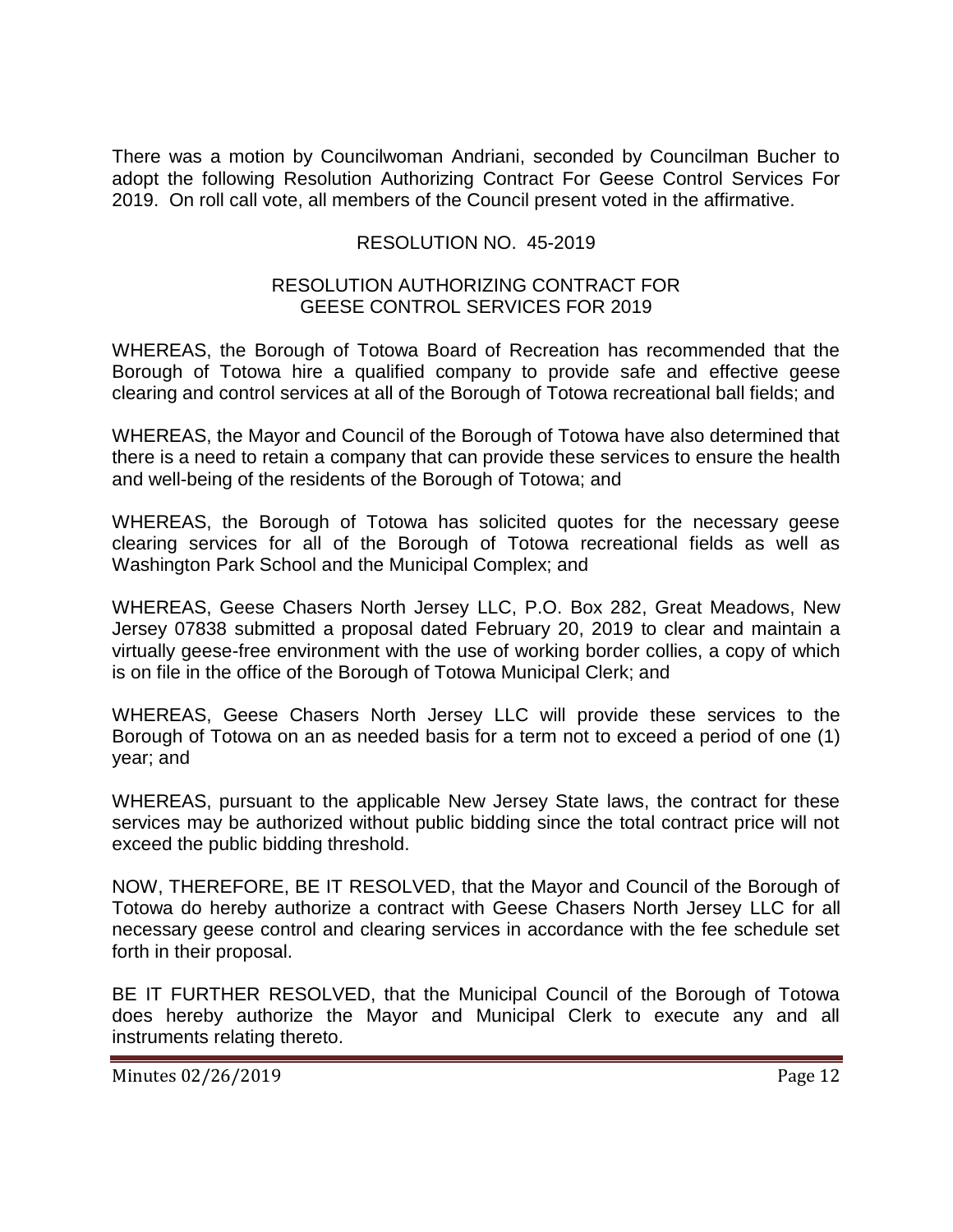There was a motion by Councilwoman Andriani, seconded by Councilman Bucher to adopt the following Resolution Authorizing Contract For Geese Control Services For 2019. On roll call vote, all members of the Council present voted in the affirmative.

RESOLUTION NO. 45-2019

RESOLUTION AUTHORIZING CONTRACT FOR GEESE CONTROL SERVICES FOR 2019

WHEREAS, the Borough of Totowa Board of Recreation has recommended that the Borough of Totowa hire a qualified company to provide safe and effective geese clearing and control services at all of the Borough of Totowa recreational ball fields; and

WHEREAS, the Mayor and Council of the Borough of Totowa have also determined that there is a need to retain a company that can provide these services to ensure the health and well-being of the residents of the Borough of Totowa; and

WHEREAS, the Borough of Totowa has solicited quotes for the necessary geese clearing services for all of the Borough of Totowa recreational fields as well as Washington Park School and the Municipal Complex; and

WHEREAS, Geese Chasers North Jersey LLC, P.O. Box 282, Great Meadows, New Jersey 07838 submitted a proposal dated February 20, 2019 to clear and maintain a virtually geese-free environment with the use of working border collies, a copy of which is on file in the office of the Borough of Totowa Municipal Clerk; and

WHEREAS, Geese Chasers North Jersey LLC will provide these services to the Borough of Totowa on an as needed basis for a term not to exceed a period of one (1) year; and

WHEREAS, pursuant to the applicable New Jersey State laws, the contract for these services may be authorized without public bidding since the total contract price will not exceed the public bidding threshold.

NOW, THEREFORE, BE IT RESOLVED, that the Mayor and Council of the Borough of Totowa do hereby authorize a contract with Geese Chasers North Jersey LLC for all necessary geese control and clearing services in accordance with the fee schedule set forth in their proposal.

BE IT FURTHER RESOLVED, that the Municipal Council of the Borough of Totowa does hereby authorize the Mayor and Municipal Clerk to execute any and all instruments relating thereto.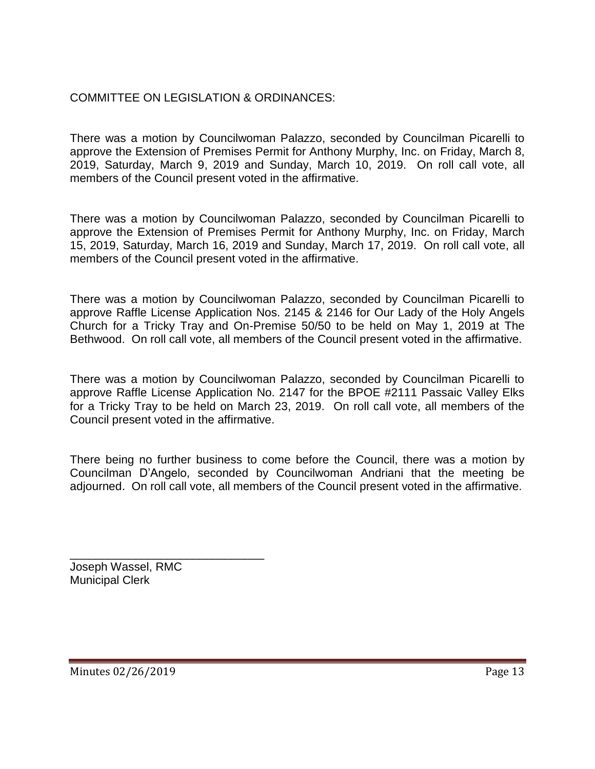COMMITTEE ON LEGISLATION & ORDINANCES:

There was a motion by Councilwoman Palazzo, seconded by Councilman Picarelli to approve the Extension of Premises Permit for Anthony Murphy, Inc. on Friday, March 8, 2019, Saturday, March 9, 2019 and Sunday, March 10, 2019. On roll call vote, all members of the Council present voted in the affirmative.

There was a motion by Councilwoman Palazzo, seconded by Councilman Picarelli to approve the Extension of Premises Permit for Anthony Murphy, Inc. on Friday, March 15, 2019, Saturday, March 16, 2019 and Sunday, March 17, 2019. On roll call vote, all members of the Council present voted in the affirmative.

There was a motion by Councilwoman Palazzo, seconded by Councilman Picarelli to approve Raffle License Application Nos. 2145 & 2146 for Our Lady of the Holy Angels Church for a Tricky Tray and On-Premise 50/50 to be held on May 1, 2019 at The Bethwood. On roll call vote, all members of the Council present voted in the affirmative.

There was a motion by Councilwoman Palazzo, seconded by Councilman Picarelli to approve Raffle License Application No. 2147 for the BPOE #2111 Passaic Valley Elks for a Tricky Tray to be held on March 23, 2019. On roll call vote, all members of the Council present voted in the affirmative.

There being no further business to come before the Council, there was a motion by Councilman D'Angelo, seconded by Councilwoman Andriani that the meeting be adjourned. On roll call vote, all members of the Council present voted in the affirmative.

_______________________________
Joseph Wassel, RMC
Municipal Clerk